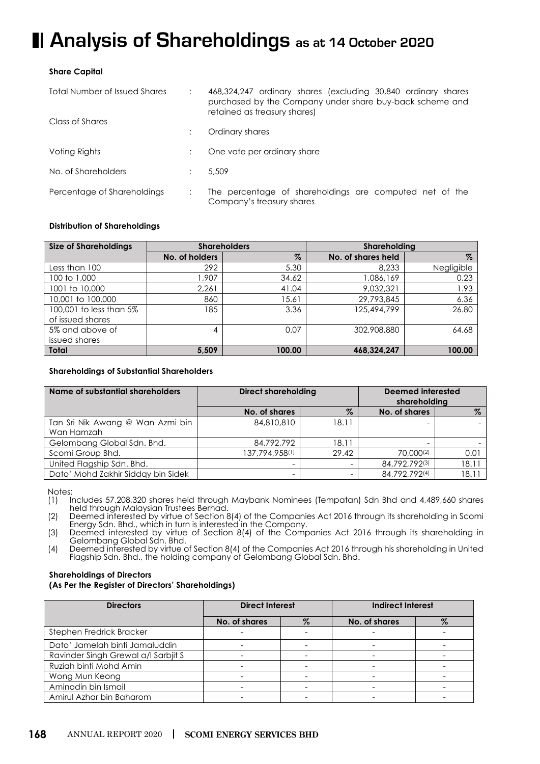# Analysis of Shareholdings as at 14 October 2020

**Share Capital**

| | | |
|---|---|---|
| Total Number of Issued Shares | : | 468,324,247 ordinary shares (excluding 30,840 ordinary shares purchased by the Company under share buy-back scheme and retained as treasury shares) |
| Class of Shares | : | Ordinary shares |
| Voting Rights | : | One vote per ordinary share |
| No. of Shareholders | : | 5,509 |
| Percentage of Shareholdings | : | The percentage of shareholdings are computed net of the Company's treasury shares |

**Distribution of Shareholdings**

| Size of Shareholdings | Shareholders | | Shareholding | |
|---|---|---|---|---|
| | No. of holders | % | No. of shares held | % |
| Less than 100 | 292 | 5.30 | 8,233 | Negligible |
| 100 to 1,000 | 1,907 | 34.62 | 1,086,169 | 0.23 |
| 1001 to 10,000 | 2,261 | 41.04 | 9,032,321 | 1.93 |
| 10,001 to 100,000 | 860 | 15.61 | 29,793,845 | 6.36 |
| 100,001 to less than 5% of issued shares | 185 | 3.36 | 125,494,799 | 26.80 |
| 5% and above of issued shares | 4 | 0.07 | 302,908,880 | 64.68 |
| **Total** | **5,509** | **100.00** | **468,324,247** | **100.00** |

**Shareholdings of Substantial Shareholders**

| Name of substantial shareholders | Direct shareholding | | Deemed interested shareholding | |
|---|---|---|---|---|
| | No. of shares | % | No. of shares | % |
| Tan Sri Nik Awang @ Wan Azmi bin Wan Hamzah | 84,810,810 | 18.11 | - | - |
| Gelombang Global Sdn. Bhd. | 84,792,792 | 18.11 | - | - |
| Scomi Group Bhd. | 137,794,958[(1)] | 29.42 | 70,000[(2)] | 0.01 |
| United Flagship Sdn. Bhd. | - | - | 84,792,792[(3)] | 18.11 |
| Dato' Mohd Zakhir Siddqy bin Sidek | - | - | 84,792,792[(4)] | 18.11 |

Notes:

(1) Includes 57,208,320 shares held through Maybank Nominees (Tempatan) Sdn Bhd and 4,489,660 shares held through Malaysian Trustees Berhad.

(2) Deemed interested by virtue of Section 8(4) of the Companies Act 2016 through its shareholding in Scomi Energy Sdn. Bhd., which in turn is interested in the Company.

(3) Deemed interested by virtue of Section 8(4) of the Companies Act 2016 through its shareholding in Gelombang Global Sdn. Bhd.

(4) Deemed interested by virtue of Section 8(4) of the Companies Act 2016 through his shareholding in United Flagship Sdn. Bhd., the holding company of Gelombang Global Sdn. Bhd.

**Shareholdings of Directors**
**(As Per the Register of Directors' Shareholdings)**

| Directors | Direct Interest | | Indirect Interest | |
|---|---|---|---|---|
| | No. of shares | % | No. of shares | % |
| Stephen Fredrick Bracker | - | - | - | - |
| Dato' Jamelah binti Jamaluddin | - | - | - | - |
| Ravinder Singh Grewal a/l Sarbjit S | - | - | - | - |
| Ruziah binti Mohd Amin | - | - | - | - |
| Wong Mun Keong | - | - | - | - |
| Aminodin bin Ismail | - | - | - | - |
| Amirul Azhar bin Baharom | - | - | - | - |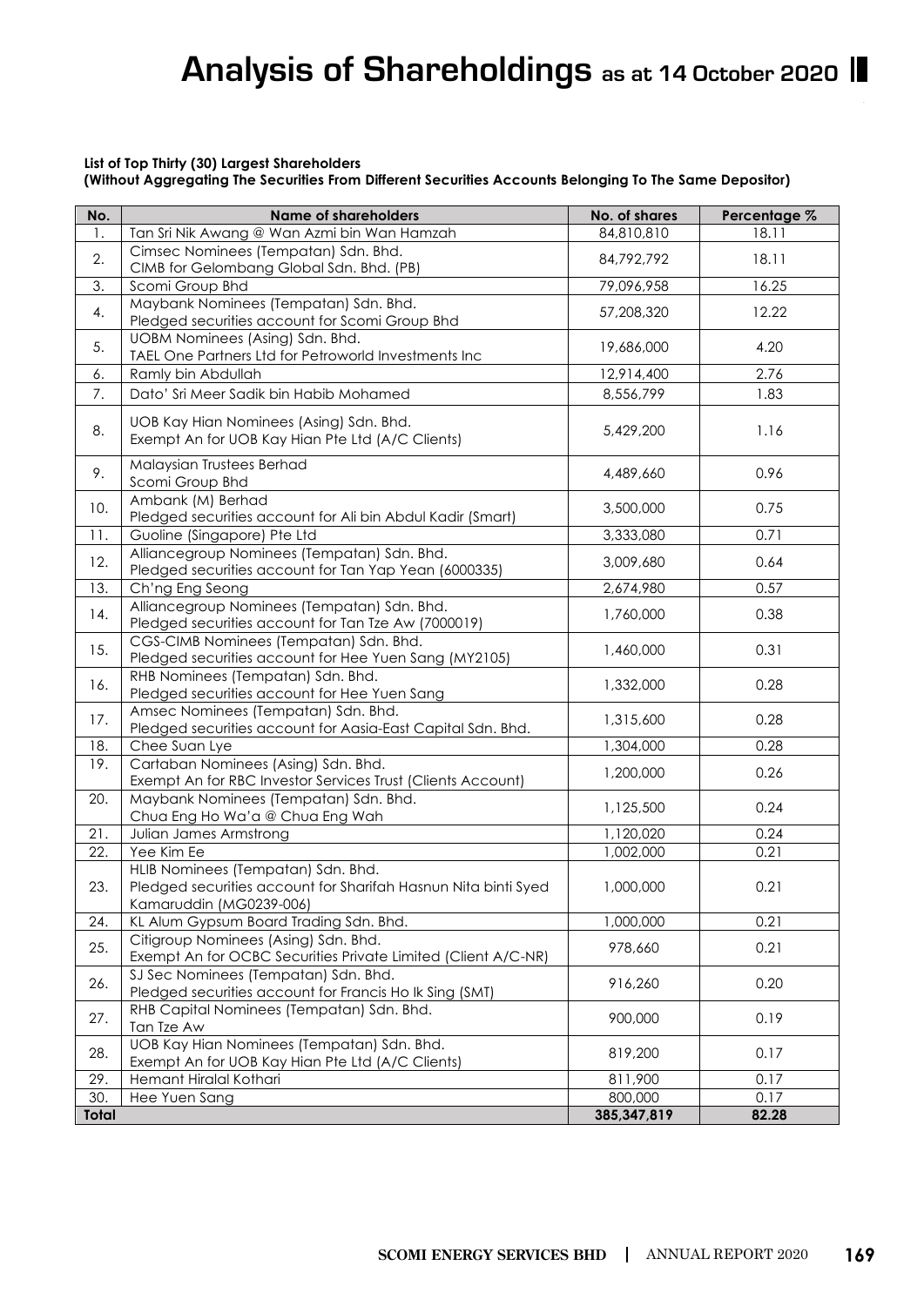# Analysis of Shareholdings as at 14 October 2020

**List of Top Thirty (30) Largest Shareholders**
**(Without Aggregating The Securities From Different Securities Accounts Belonging To The Same Depositor)**

| No. | Name of shareholders | No. of shares | Percentage % |
|---|---|---|---|
| 1. | Tan Sri Nik Awang @ Wan Azmi bin Wan Hamzah | 84,810,810 | 18.11 |
| 2. | Cimsec Nominees (Tempatan) Sdn. Bhd.<br>CIMB for Gelombang Global Sdn. Bhd. (PB) | 84,792,792 | 18.11 |
| 3. | Scomi Group Bhd | 79,096,958 | 16.25 |
| 4. | Maybank Nominees (Tempatan) Sdn. Bhd.<br>Pledged securities account for Scomi Group Bhd | 57,208,320 | 12.22 |
| 5. | UOBM Nominees (Asing) Sdn. Bhd.<br>TAEL One Partners Ltd for Petroworld Investments Inc | 19,686,000 | 4.20 |
| 6. | Ramly bin Abdullah | 12,914,400 | 2.76 |
| 7. | Dato' Sri Meer Sadik bin Habib Mohamed | 8,556,799 | 1.83 |
| 8. | UOB Kay Hian Nominees (Asing) Sdn. Bhd.<br>Exempt An for UOB Kay Hian Pte Ltd (A/C Clients) | 5,429,200 | 1.16 |
| 9. | Malaysian Trustees Berhad<br>Scomi Group Bhd | 4,489,660 | 0.96 |
| 10. | Ambank (M) Berhad<br>Pledged securities account for Ali bin Abdul Kadir (Smart) | 3,500,000 | 0.75 |
| 11. | Guoline (Singapore) Pte Ltd | 3,333,080 | 0.71 |
| 12. | Alliancegroup Nominees (Tempatan) Sdn. Bhd.<br>Pledged securities account for Tan Yap Yean (6000335) | 3,009,680 | 0.64 |
| 13. | Ch'ng Eng Seong | 2,674,980 | 0.57 |
| 14. | Alliancegroup Nominees (Tempatan) Sdn. Bhd.<br>Pledged securities account for Tan Tze Aw (7000019) | 1,760,000 | 0.38 |
| 15. | CGS-CIMB Nominees (Tempatan) Sdn. Bhd.<br>Pledged securities account for Hee Yuen Sang (MY2105) | 1,460,000 | 0.31 |
| 16. | RHB Nominees (Tempatan) Sdn. Bhd.<br>Pledged securities account for Hee Yuen Sang | 1,332,000 | 0.28 |
| 17. | Amsec Nominees (Tempatan) Sdn. Bhd.<br>Pledged securities account for Aasia-East Capital Sdn. Bhd. | 1,315,600 | 0.28 |
| 18. | Chee Suan Lye | 1,304,000 | 0.28 |
| 19. | Cartaban Nominees (Asing) Sdn. Bhd.<br>Exempt An for RBC Investor Services Trust (Clients Account) | 1,200,000 | 0.26 |
| 20. | Maybank Nominees (Tempatan) Sdn. Bhd.<br>Chua Eng Ho Wa'a @ Chua Eng Wah | 1,125,500 | 0.24 |
| 21. | Julian James Armstrong | 1,120,020 | 0.24 |
| 22. | Yee Kim Ee | 1,002,000 | 0.21 |
| 23. | HLIB Nominees (Tempatan) Sdn. Bhd.<br>Pledged securities account for Sharifah Hasnun Nita binti Syed Kamaruddin (MG0239-006) | 1,000,000 | 0.21 |
| 24. | KL Alum Gypsum Board Trading Sdn. Bhd. | 1,000,000 | 0.21 |
| 25. | Citigroup Nominees (Asing) Sdn. Bhd.<br>Exempt An for OCBC Securities Private Limited (Client A/C-NR) | 978,660 | 0.21 |
| 26. | SJ Sec Nominees (Tempatan) Sdn. Bhd.<br>Pledged securities account for Francis Ho Ik Sing (SMT) | 916,260 | 0.20 |
| 27. | RHB Capital Nominees (Tempatan) Sdn. Bhd.<br>Tan Tze Aw | 900,000 | 0.19 |
| 28. | UOB Kay Hian Nominees (Tempatan) Sdn. Bhd.<br>Exempt An for UOB Kay Hian Pte Ltd (A/C Clients) | 819,200 | 0.17 |
| 29. | Hemant Hiralal Kothari | 811,900 | 0.17 |
| 30. | Hee Yuen Sang | 800,000 | 0.17 |
| **Total** | | **385,347,819** | **82.28** |